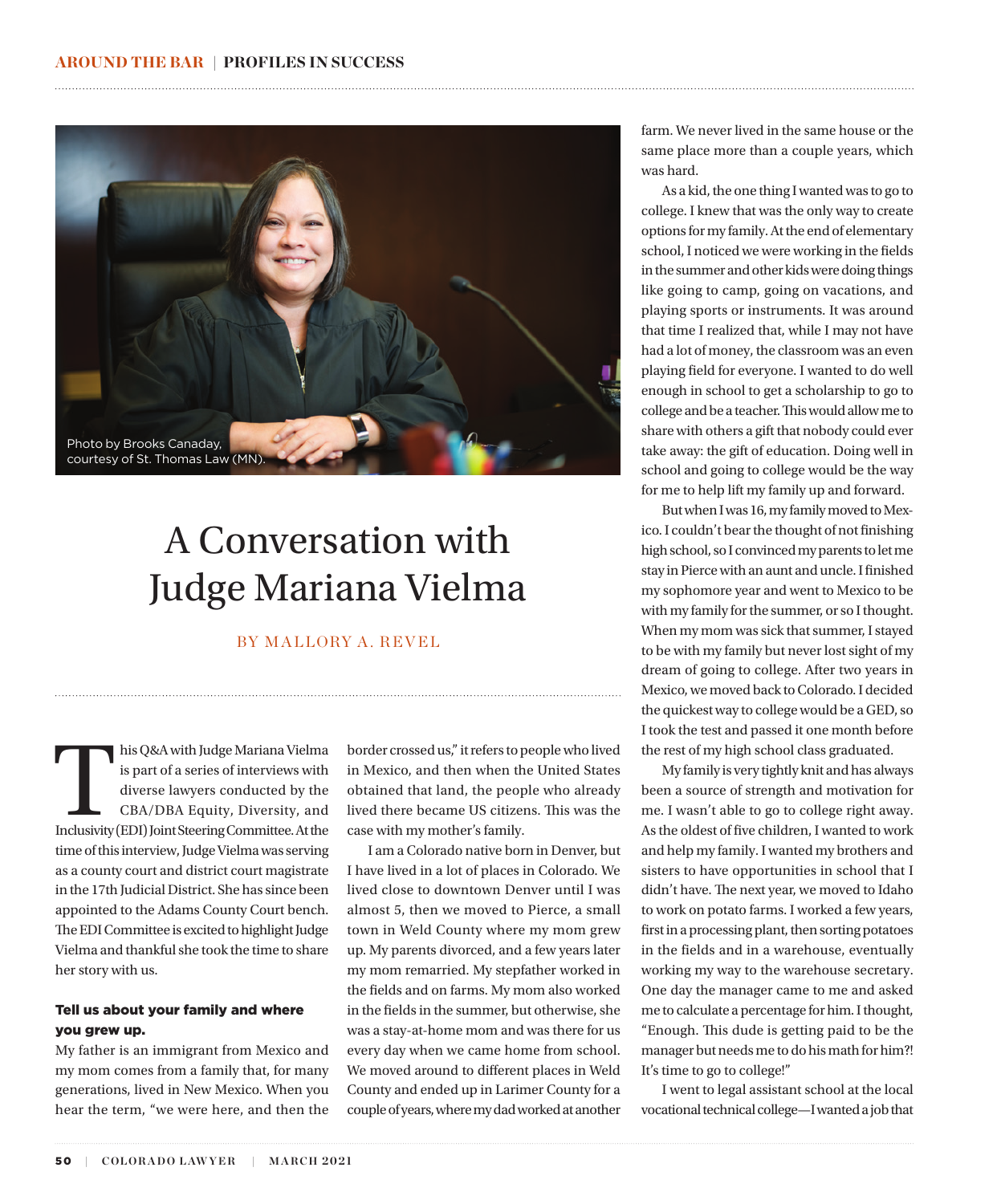Photo by Brooks Canaday, courtesy of St. Thomas Law (MN).

# A Conversation with Judge Mariana Vielma

BY MALLORY A. REVEL

This Q&A with Judge Mariana Vielma is part of a series of interviews with diverse lawyers conducted by the CBA/DBA Equity, Diversity, and Inclusivity (EDI) Joint Steering Committee. At the time of this interview, Judge Vielma was serving as a county court and district court magistrate in the 17th Judicial District. She has since been appointed to the Adams County Court bench. The EDI Committee is excited to highlight Judge Vielma and thankful she took the time to share her story with us.

### Tell us about your family and where you grew up.

My father is an immigrant from Mexico and my mom comes from a family that, for many generations, lived in New Mexico. When you hear the term, "we were here, and then the border crossed us," it refers to people who lived in Mexico, and then when the United States obtained that land, the people who already lived there became US citizens. This was the case with my mother's family.

I am a Colorado native born in Denver, but I have lived in a lot of places in Colorado. We lived close to downtown Denver until I was almost 5, then we moved to Pierce, a small town in Weld County where my mom grew up. My parents divorced, and a few years later my mom remarried. My stepfather worked in the fields and on farms. My mom also worked in the fields in the summer, but otherwise, she was a stay-at-home mom and was there for us every day when we came home from school. We moved around to different places in Weld County and ended up in Larimer County for a couple of years, where my dad worked at another farm. We never lived in the same house or the same place more than a couple years, which was hard.

As a kid, the one thing I wanted was to go to college. I knew that was the only way to create options for my family. At the end of elementary school, I noticed we were working in the fields in the summer and other kids were doing things like going to camp, going on vacations, and playing sports or instruments. It was around that time I realized that, while I may not have had a lot of money, the classroom was an even playing field for everyone. I wanted to do well enough in school to get a scholarship to go to college and be a teacher. This would allow me to share with others a gift that nobody could ever take away: the gift of education. Doing well in school and going to college would be the way for me to help lift my family up and forward.

But when I was 16, my family moved to Mexico. I couldn't bear the thought of not finishing high school, so I convinced my parents to let me stay in Pierce with an aunt and uncle. I finished my sophomore year and went to Mexico to be with my family for the summer, or so I thought. When my mom was sick that summer, I stayed to be with my family but never lost sight of my dream of going to college. After two years in Mexico, we moved back to Colorado. I decided the quickest way to college would be a GED, so I took the test and passed it one month before the rest of my high school class graduated.

My family is very tightly knit and has always been a source of strength and motivation for me. I wasn't able to go to college right away. As the oldest of five children, I wanted to work and help my family. I wanted my brothers and sisters to have opportunities in school that I didn't have. The next year, we moved to Idaho to work on potato farms. I worked a few years, first in a processing plant, then sorting potatoes in the fields and in a warehouse, eventually working my way to the warehouse secretary. One day the manager came to me and asked me to calculate a percentage for him. I thought, "Enough. This dude is getting paid to be the manager but needs me to do his math for him?! It's time to go to college!"

I went to legal assistant school at the local vocational technical college—I wanted a job that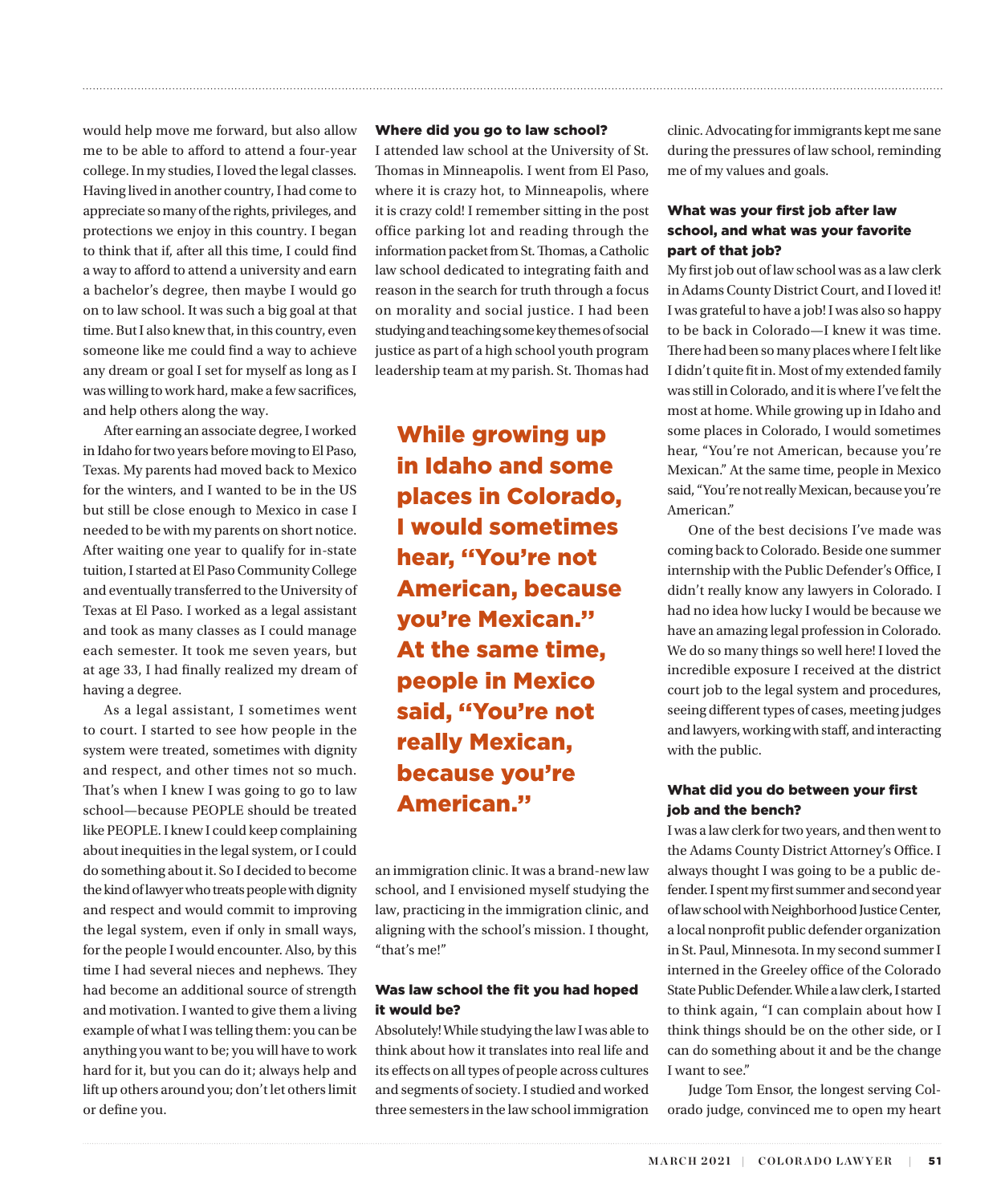would help move me forward, but also allow me to be able to afford to attend a four-year college. In my studies, I loved the legal classes. Having lived in another country, I had come to appreciate so many of the rights, privileges, and protections we enjoy in this country. I began to think that if, after all this time, I could find a way to afford to attend a university and earn a bachelor's degree, then maybe I would go on to law school. It was such a big goal at that time. But I also knew that, in this country, even someone like me could find a way to achieve any dream or goal I set for myself as long as I was willing to work hard, make a few sacrifices, and help others along the way.

After earning an associate degree, I worked in Idaho for two years before moving to El Paso, Texas. My parents had moved back to Mexico for the winters, and I wanted to be in the US but still be close enough to Mexico in case I needed to be with my parents on short notice. After waiting one year to qualify for in-state tuition, I started at El Paso Community College and eventually transferred to the University of Texas at El Paso. I worked as a legal assistant and took as many classes as I could manage each semester. It took me seven years, but at age 33, I had finally realized my dream of having a degree.

As a legal assistant, I sometimes went to court. I started to see how people in the system were treated, sometimes with dignity and respect, and other times not so much. That's when I knew I was going to go to law school—because PEOPLE should be treated like PEOPLE. I knew I could keep complaining about inequities in the legal system, or I could do something about it. So I decided to become the kind of lawyer who treats people with dignity and respect and would commit to improving the legal system, even if only in small ways, for the people I would encounter. Also, by this time I had several nieces and nephews. They had become an additional source of strength and motivation. I wanted to give them a living example of what I was telling them: you can be anything you want to be; you will have to work hard for it, but you can do it; always help and lift up others around you; don't let others limit or define you.

### Where did you go to law school?

I attended law school at the University of St. Thomas in Minneapolis. I went from El Paso, where it is crazy hot, to Minneapolis, where it is crazy cold! I remember sitting in the post office parking lot and reading through the information packet from St. Thomas, a Catholic law school dedicated to integrating faith and reason in the search for truth through a focus on morality and social justice. I had been studying and teaching some key themes of social justice as part of a high school youth program leadership team at my parish. St. Thomas had an immigration clinic. It was a brand-new law school, and I envisioned myself studying the law, practicing in the immigration clinic, and aligning with the school's mission. I thought, "that's me!"

> **While growing up in Idaho and some places in Colorado, I would sometimes hear, "You're not American, because you're Mexican." At the same time, people in Mexico said, "You're not really Mexican, because you're American."**

### Was law school the fit you had hoped it would be?

Absolutely! While studying the law I was able to think about how it translates into real life and its effects on all types of people across cultures and segments of society. I studied and worked three semesters in the law school immigration clinic. Advocating for immigrants kept me sane during the pressures of law school, reminding me of my values and goals.

### What was your first job after law school, and what was your favorite part of that job?

My first job out of law school was as a law clerk in Adams County District Court, and I loved it! I was grateful to have a job! I was also so happy to be back in Colorado—I knew it was time. There had been so many places where I felt like I didn't quite fit in. Most of my extended family was still in Colorado, and it is where I've felt the most at home. While growing up in Idaho and some places in Colorado, I would sometimes hear, "You're not American, because you're Mexican." At the same time, people in Mexico said, "You're not really Mexican, because you're American."

One of the best decisions I've made was coming back to Colorado. Beside one summer internship with the Public Defender's Office, I didn't really know any lawyers in Colorado. I had no idea how lucky I would be because we have an amazing legal profession in Colorado. We do so many things so well here! I loved the incredible exposure I received at the district court job to the legal system and procedures, seeing different types of cases, meeting judges and lawyers, working with staff, and interacting with the public.

### What did you do between your first job and the bench?

I was a law clerk for two years, and then went to the Adams County District Attorney's Office. I always thought I was going to be a public defender. I spent my first summer and second year of law school with Neighborhood Justice Center, a local nonprofit public defender organization in St. Paul, Minnesota. In my second summer I interned in the Greeley office of the Colorado State Public Defender. While a law clerk, I started to think again, "I can complain about how I think things should be on the other side, or I can do something about it and be the change I want to see."

Judge Tom Ensor, the longest serving Colorado judge, convinced me to open my heart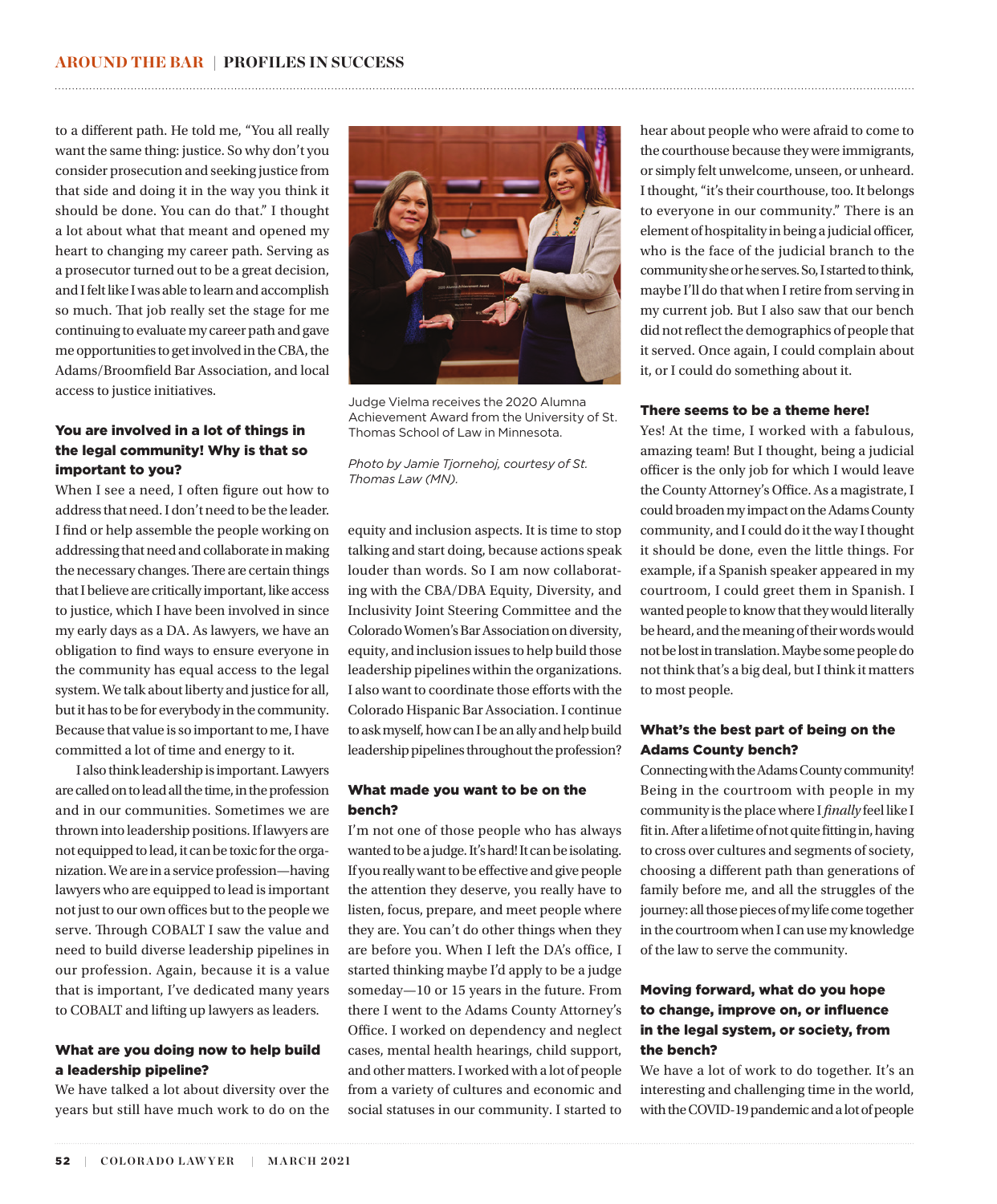to a different path. He told me, "You all really want the same thing: justice. So why don't you consider prosecution and seeking justice from that side and doing it in the way you think it should be done. You can do that." I thought a lot about what that meant and opened my heart to changing my career path. Serving as a prosecutor turned out to be a great decision, and I felt like I was able to learn and accomplish so much. That job really set the stage for me continuing to evaluate my career path and gave me opportunities to get involved in the CBA, the Adams/Broomfield Bar Association, and local access to justice initiatives.

### You are involved in a lot of things in the legal community! Why is that so important to you?

When I see a need, I often figure out how to address that need. I don't need to be the leader. I find or help assemble the people working on addressing that need and collaborate in making the necessary changes. There are certain things that I believe are critically important, like access to justice, which I have been involved in since my early days as a DA. As lawyers, we have an obligation to find ways to ensure everyone in the community has equal access to the legal system. We talk about liberty and justice for all, but it has to be for everybody in the community. Because that value is so important to me, I have committed a lot of time and energy to it.

I also think leadership is important. Lawyers are called on to lead all the time, in the profession and in our communities. Sometimes we are thrown into leadership positions. If lawyers are not equipped to lead, it can be toxic for the organization. We are in a service profession—having lawyers who are equipped to lead is important not just to our own offices but to the people we serve. Through COBALT I saw the value and need to build diverse leadership pipelines in our profession. Again, because it is a value that is important, I've dedicated many years to COBALT and lifting up lawyers as leaders.

### What are you doing now to help build a leadership pipeline?

We have talked a lot about diversity over the years but still have much work to do on the equity and inclusion aspects. It is time to stop talking and start doing, because actions speak louder than words. So I am now collaborating with the CBA/DBA Equity, Diversity, and Inclusivity Joint Steering Committee and the Colorado Women's Bar Association on diversity, equity, and inclusion issues to help build those leadership pipelines within the organizations. I also want to coordinate those efforts with the Colorado Hispanic Bar Association. I continue to ask myself, how can I be an ally and help build leadership pipelines throughout the profession?

Judge Vielma receives the 2020 Alumna Achievement Award from the University of St. Thomas School of Law in Minnesota.

*Photo by Jamie Tjornehoj, courtesy of St. Thomas Law (MN).*

### What made you want to be on the bench?

I'm not one of those people who has always wanted to be a judge. It's hard! It can be isolating. If you really want to be effective and give people the attention they deserve, you really have to listen, focus, prepare, and meet people where they are. You can't do other things when they are before you. When I left the DA's office, I started thinking maybe I'd apply to be a judge someday—10 or 15 years in the future. From there I went to the Adams County Attorney's Office. I worked on dependency and neglect cases, mental health hearings, child support, and other matters. I worked with a lot of people from a variety of cultures and economic and social statuses in our community. I started to hear about people who were afraid to come to the courthouse because they were immigrants, or simply felt unwelcome, unseen, or unheard. I thought, "it's their courthouse, too. It belongs to everyone in our community." There is an element of hospitality in being a judicial officer, who is the face of the judicial branch to the community she or he serves. So, I started to think, maybe I'll do that when I retire from serving in my current job. But I also saw that our bench did not reflect the demographics of people that it served. Once again, I could complain about it, or I could do something about it.

### There seems to be a theme here!

Yes! At the time, I worked with a fabulous, amazing team! But I thought, being a judicial officer is the only job for which I would leave the County Attorney's Office. As a magistrate, I could broaden my impact on the Adams County community, and I could do it the way I thought it should be done, even the little things. For example, if a Spanish speaker appeared in my courtroom, I could greet them in Spanish. I wanted people to know that they would literally be heard, and the meaning of their words would not be lost in translation. Maybe some people do not think that's a big deal, but I think it matters to most people.

### What's the best part of being on the Adams County bench?

Connecting with the Adams County community! Being in the courtroom with people in my community is the place where I *finally* feel like I fit in. After a lifetime of not quite fitting in, having to cross over cultures and segments of society, choosing a different path than generations of family before me, and all the struggles of the journey: all those pieces of my life come together in the courtroom when I can use my knowledge of the law to serve the community.

### Moving forward, what do you hope to change, improve on, or influence in the legal system, or society, from the bench?

We have a lot of work to do together. It's an interesting and challenging time in the world, with the COVID-19 pandemic and a lot of people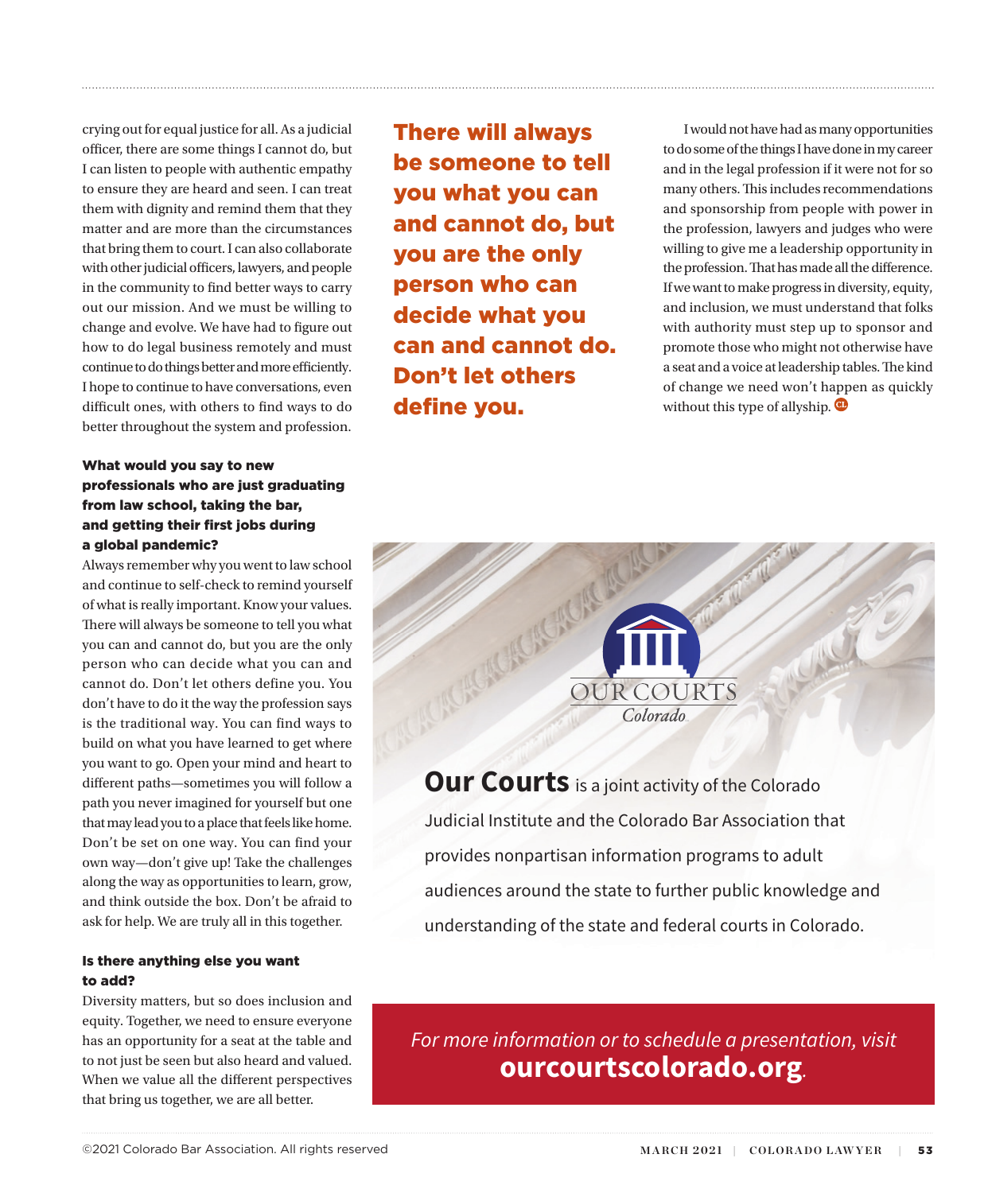crying out for equal justice for all. As a judicial officer, there are some things I cannot do, but I can listen to people with authentic empathy to ensure they are heard and seen. I can treat them with dignity and remind them that they matter and are more than the circumstances that bring them to court. I can also collaborate with other judicial officers, lawyers, and people in the community to find better ways to carry out our mission. And we must be willing to change and evolve. We have had to figure out how to do legal business remotely and must continue to do things better and more efficiently. I hope to continue to have conversations, even difficult ones, with others to find ways to do better throughout the system and profession.

**What would you say to new professionals who are just graduating from law school, taking the bar, and getting their first jobs during a global pandemic?**

Always remember why you went to law school and continue to self-check to remind yourself of what is really important. Know your values. There will always be someone to tell you what you can and cannot do, but you are the only person who can decide what you can and cannot do. Don't let others define you. You don't have to do it the way the profession says is the traditional way. You can find ways to build on what you have learned to get where you want to go. Open your mind and heart to different paths—sometimes you will follow a path you never imagined for yourself but one that may lead you to a place that feels like home. Don't be set on one way. You can find your own way—don't give up! Take the challenges along the way as opportunities to learn, grow, and think outside the box. Don't be afraid to ask for help. We are truly all in this together.

**Is there anything else you want to add?**

Diversity matters, but so does inclusion and equity. Together, we need to ensure everyone has an opportunity for a seat at the table and to not just be seen but also heard and valued. When we value all the different perspectives that bring us together, we are all better.

**There will always be someone to tell you what you can and cannot do, but you are the only person who can decide what you can and cannot do. Don't let others define you.**

I would not have had as many opportunities to do some of the things I have done in my career and in the legal profession if it were not for so many others. This includes recommendations and sponsorship from people with power in the profession, lawyers and judges who were willing to give me a leadership opportunity in the profession. That has made all the difference. If we want to make progress in diversity, equity, and inclusion, we must understand that folks with authority must step up to sponsor and promote those who might not otherwise have a seat and a voice at leadership tables. The kind of change we need won't happen as quickly without this type of allyship.

OUR COURTS
*Colorado*

**Our Courts** is a joint activity of the Colorado Judicial Institute and the Colorado Bar Association that provides nonpartisan information programs to adult audiences around the state to further public knowledge and understanding of the state and federal courts in Colorado.

*For more information or to schedule a presentation, visit* **ourcourtscolorado.org**.

©2021 Colorado Bar Association. All rights reserved